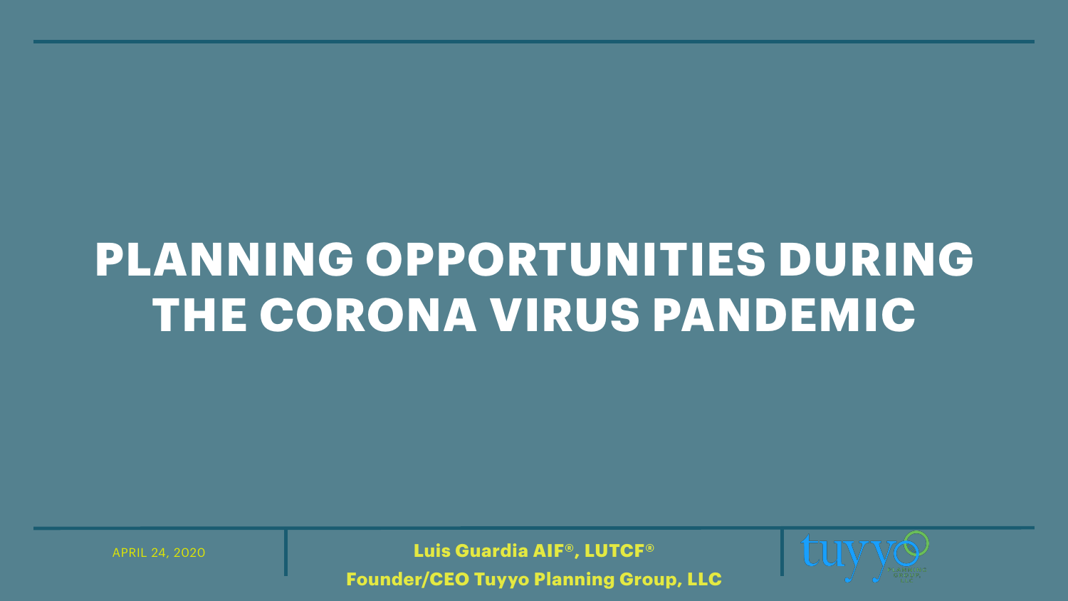# PLANNING OPPORTUNITIES DURING THE CORONA VIRUS PANDEMIC

APRIL 24, 2020

**Luis Guardia AIF®, LUTCF®**

**Founder/CEO Tuyyo Planning Group, LLC**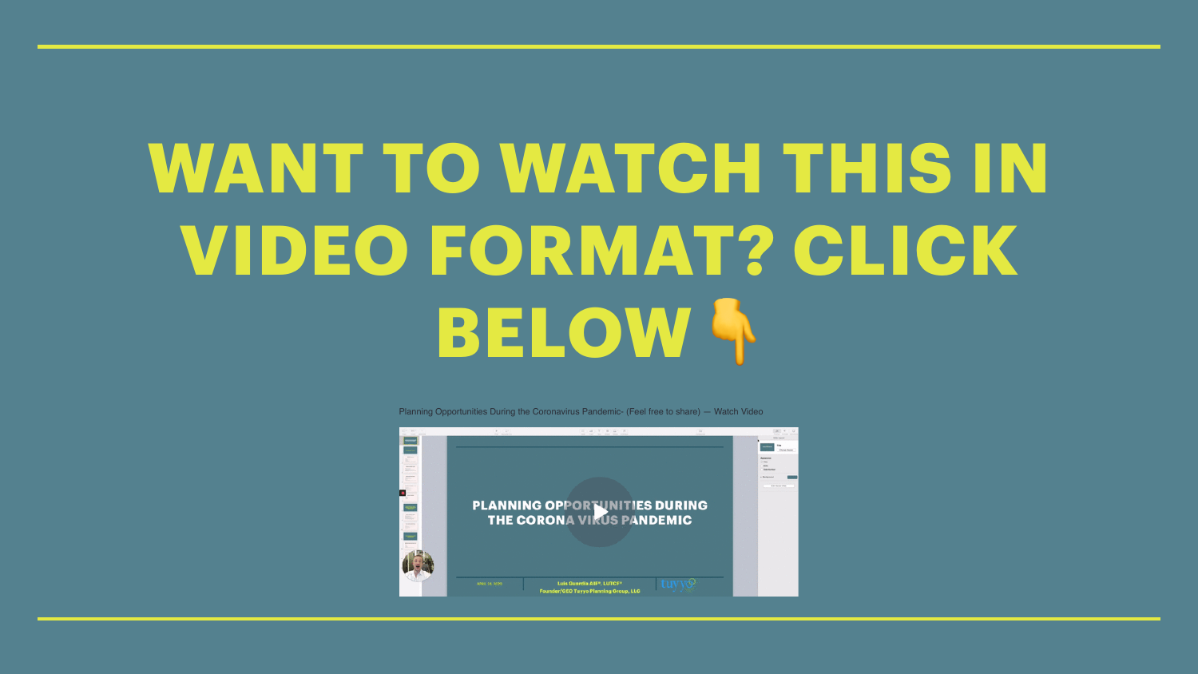# WANT TO WATCH THIS IN VIDEO FORMAT? CLICK BELOW 👇

Planning Opportunities During the Coronavirus Pandemic- (Feel free to share) — Watch Video

PLANNING OPPORTUNITIES DURING THE CORONA VIRUS PANDEMIC

Luis Guardia AIF®, LUTCF®
Founder/CEO Tuyyo Planning Group, LLC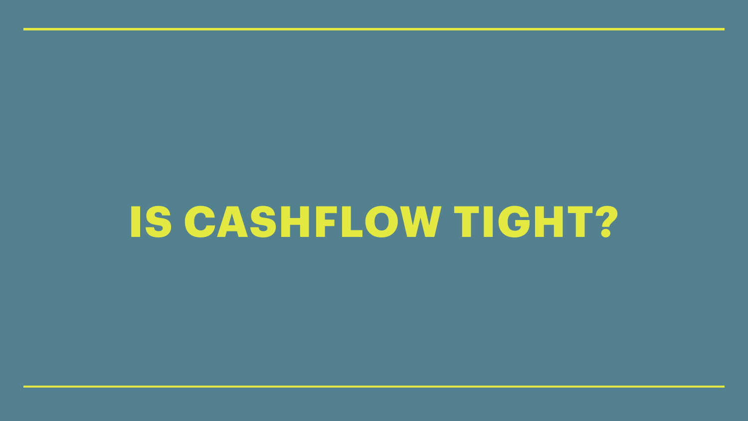# IS CASHFLOW TIGHT?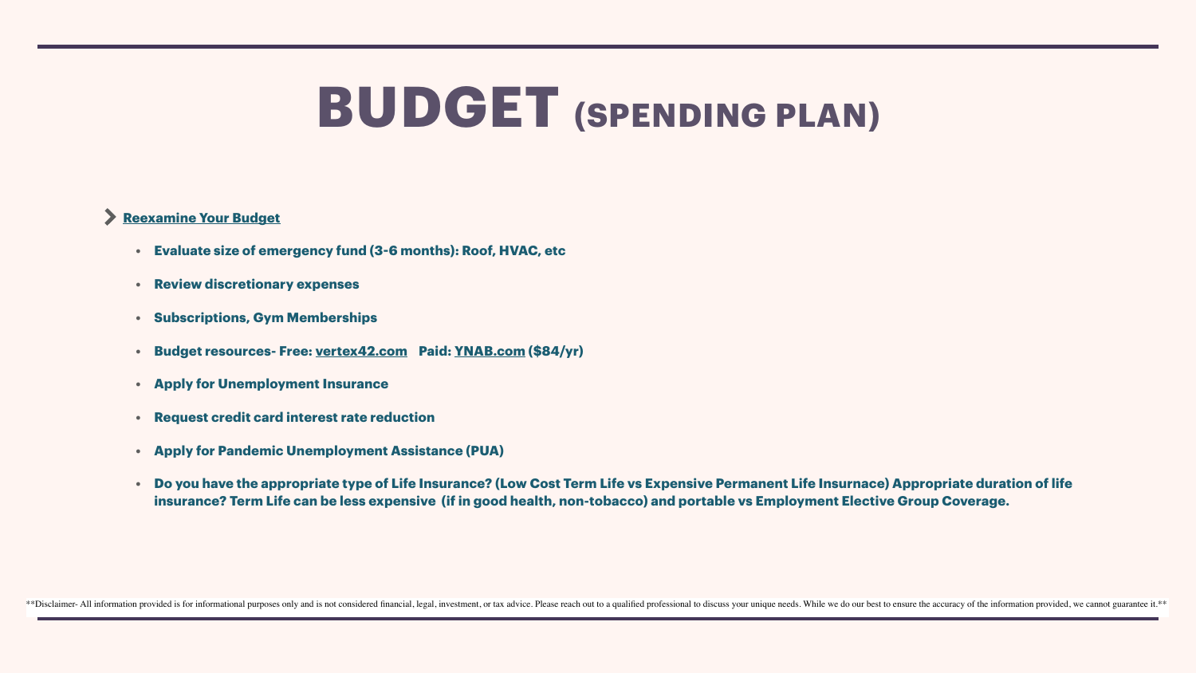# BUDGET (SPENDING PLAN)

- **Reexamine Your Budget**
  - **Evaluate size of emergency fund (3-6 months): Roof, HVAC, etc**
  - **Review discretionary expenses**
  - **Subscriptions, Gym Memberships**
  - **Budget resources- Free: vertex42.com Paid: YNAB.com ($84/yr)**
  - **Apply for Unemployment Insurance**
  - **Request credit card interest rate reduction**
  - **Apply for Pandemic Unemployment Assistance (PUA)**
  - **Do you have the appropriate type of Life Insurance? (Low Cost Term Life vs Expensive Permanent Life Insurnace) Appropriate duration of life insurance? Term Life can be less expensive (if in good health, non-tobacco) and portable vs Employment Elective Group Coverage.**

**Disclaimer- All information provided is for informational purposes only and is not considered financial, legal, investment, or tax advice. Please reach out to a qualified professional to discuss your unique needs. While we do our best to ensure the accuracy of the information provided, we cannot guarantee it.**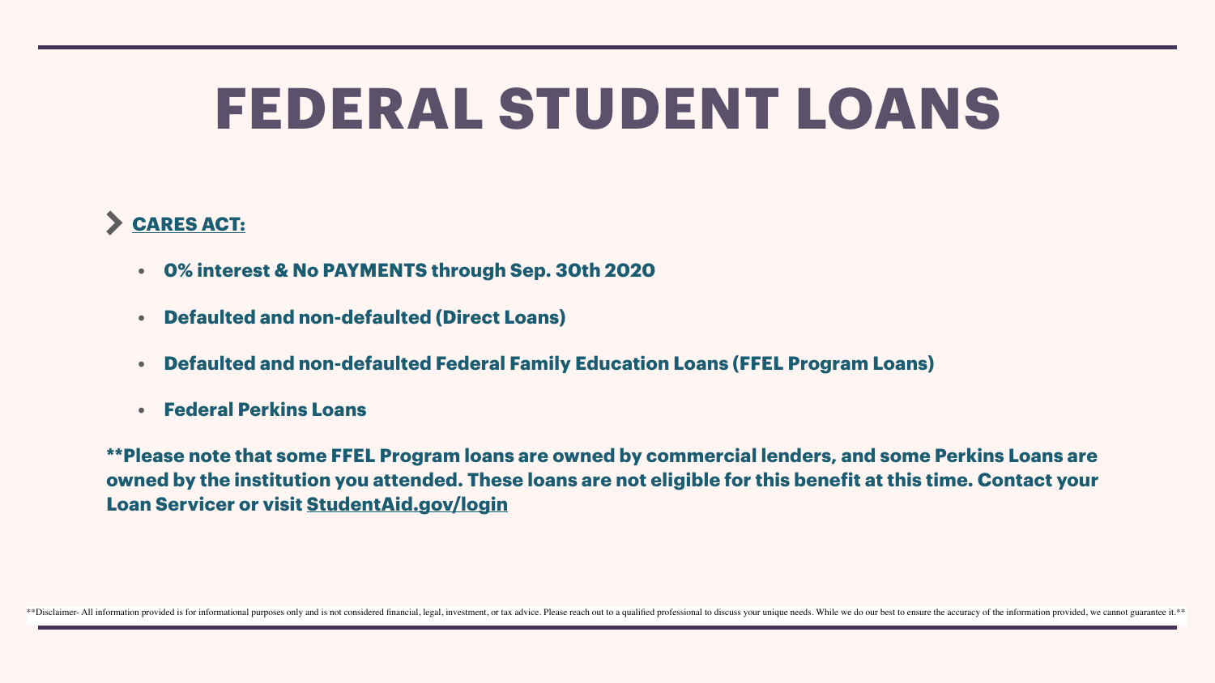# FEDERAL STUDENT LOANS

## **CARES ACT:**

- **0% interest & No PAYMENTS through Sep. 30th 2020**
- **Defaulted and non-defaulted (Direct Loans)**
- **Defaulted and non-defaulted Federal Family Education Loans (FFEL Program Loans)**
- **Federal Perkins Loans**

****Please note that some FFEL Program loans are owned by commercial lenders, and some Perkins Loans are owned by the institution you attended. These loans are not eligible for this benefit at this time. Contact your Loan Servicer or visit StudentAid.gov/login**

**Disclaimer- All information provided is for informational purposes only and is not considered financial, legal, investment, or tax advice. Please reach out to a qualified professional to discuss your unique needs. While we do our best to ensure the accuracy of the information provided, we cannot guarantee it.**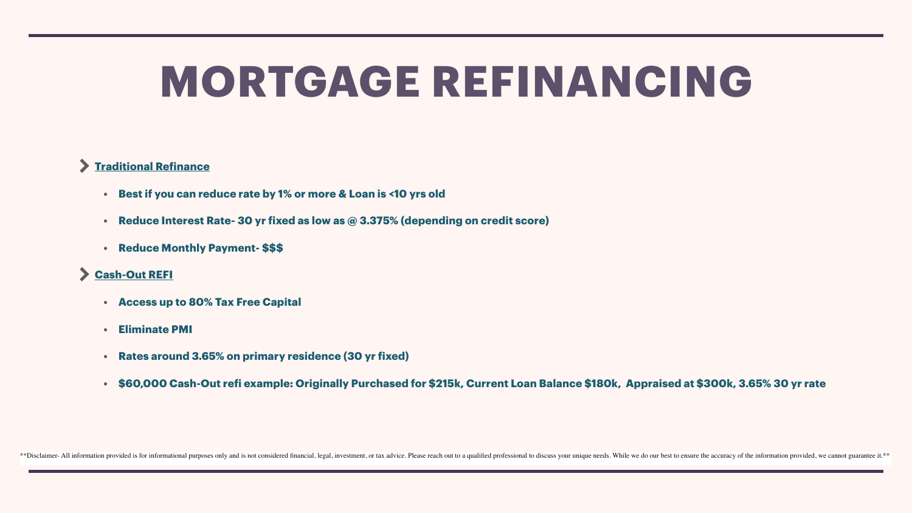# MORTGAGE REFINANCING

- **Traditional Refinance**
  - **Best if you can reduce rate by 1% or more & Loan is <10 yrs old**
  - **Reduce Interest Rate- 30 yr fixed as low as @ 3.375% (depending on credit score)**
  - **Reduce Monthly Payment- $$$**
- **Cash-Out REFI**
  - **Access up to 80% Tax Free Capital**
  - **Eliminate PMI**
  - **Rates around 3.65% on primary residence (30 yr fixed)**
  - **$60,000 Cash-Out refi example: Originally Purchased for $215k, Current Loan Balance $180k, Appraised at $300k, 3.65% 30 yr rate**

**Disclaimer- All information provided is for informational purposes only and is not considered financial, legal, investment, or tax advice. Please reach out to a qualified professional to discuss your unique needs. While we do our best to ensure the accuracy of the information provided, we cannot guarantee it.**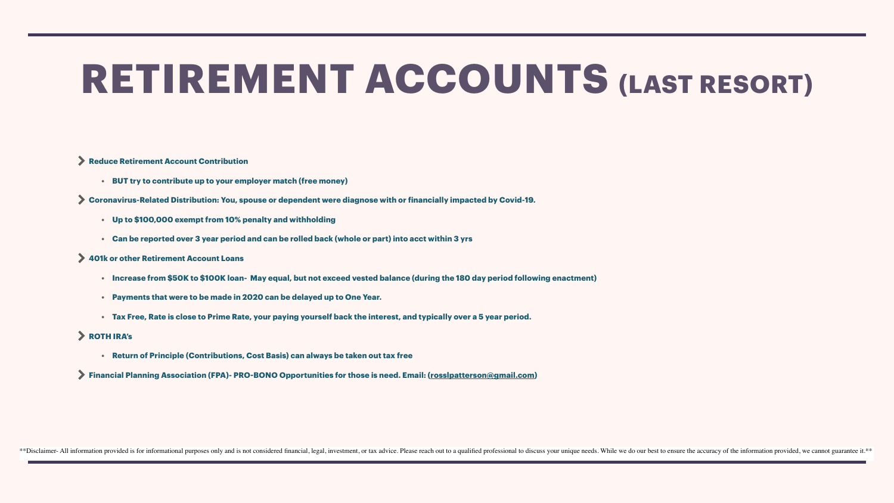# RETIREMENT ACCOUNTS (LAST RESORT)

- **Reduce Retirement Account Contribution**
  - **BUT try to contribute up to your employer match (free money)**
- **Coronavirus-Related Distribution: You, spouse or dependent were diagnose with or financially impacted by Covid-19.**
  - **Up to $100,000 exempt from 10% penalty and withholding**
  - **Can be reported over 3 year period and can be rolled back (whole or part) into acct within 3 yrs**
- **401k or other Retirement Account Loans**
  - **Increase from $50K to $100K loan- May equal, but not exceed vested balance (during the 180 day period following enactment)**
  - **Payments that were to be made in 2020 can be delayed up to One Year.**
  - **Tax Free, Rate is close to Prime Rate, your paying yourself back the interest, and typically over a 5 year period.**
- **ROTH IRA's**
  - **Return of Principle (Contributions, Cost Basis) can always be taken out tax free**
- **Financial Planning Association (FPA)- PRO-BONO Opportunities for those is need. Email: (rosslpatterson@gmail.com)**

**Disclaimer- All information provided is for informational purposes only and is not considered financial, legal, investment, or tax advice. Please reach out to a qualified professional to discuss your unique needs. While we do our best to ensure the accuracy of the information provided, we cannot guarantee it.**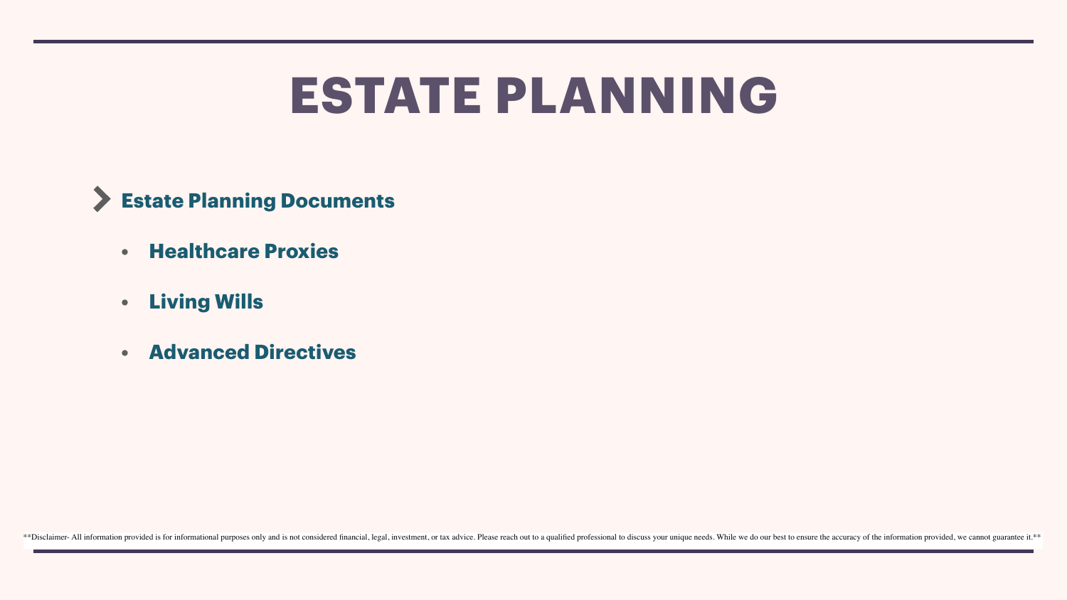# ESTATE PLANNING

- **Estate Planning Documents**
  - **Healthcare Proxies**
  - **Living Wills**
  - **Advanced Directives**

**Disclaimer- All information provided is for informational purposes only and is not considered financial, legal, investment, or tax advice. Please reach out to a qualified professional to discuss your unique needs. While we do our best to ensure the accuracy of the information provided, we cannot guarantee it.**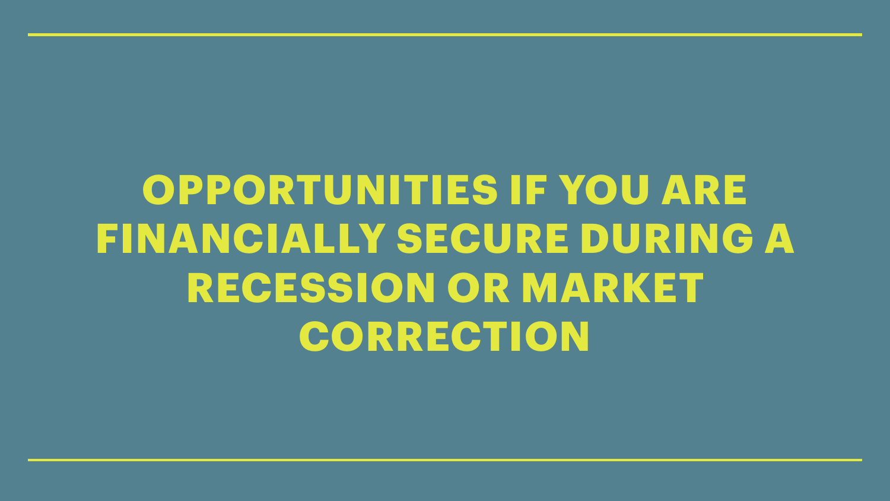# OPPORTUNITIES IF YOU ARE FINANCIALLY SECURE DURING A RECESSION OR MARKET CORRECTION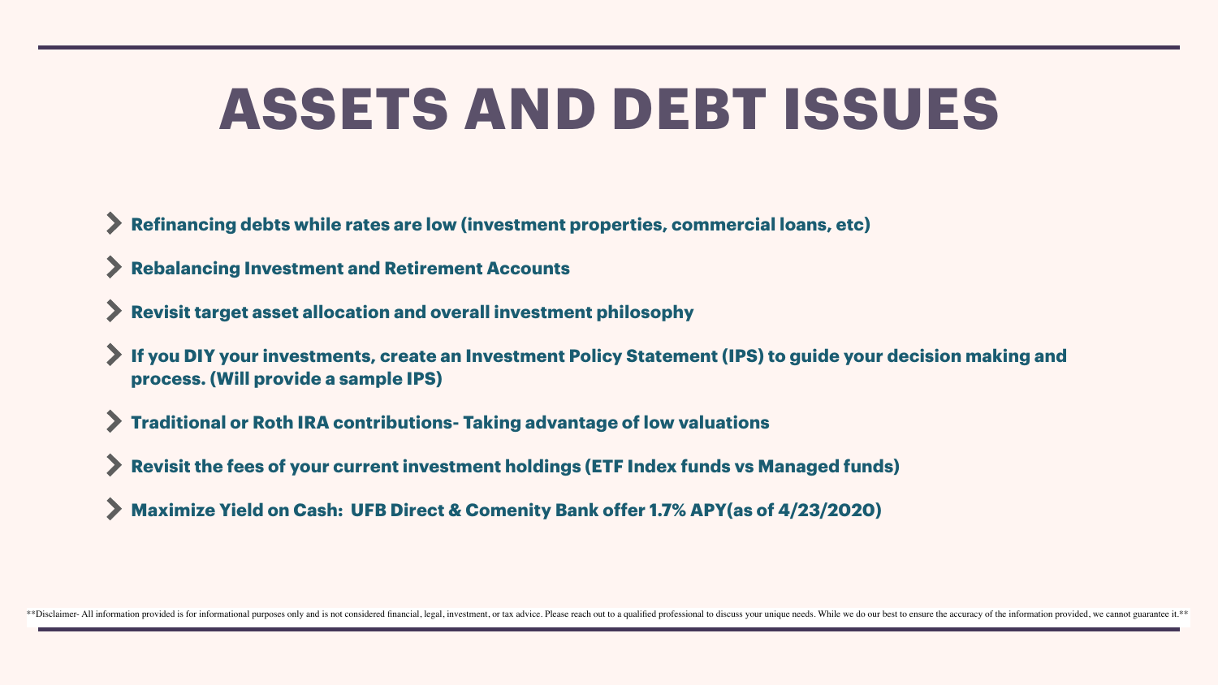# ASSETS AND DEBT ISSUES

- **Refinancing debts while rates are low (investment properties, commercial loans, etc)**
- **Rebalancing Investment and Retirement Accounts**
- **Revisit target asset allocation and overall investment philosophy**
- **If you DIY your investments, create an Investment Policy Statement (IPS) to guide your decision making and process. (Will provide a sample IPS)**
- **Traditional or Roth IRA contributions- Taking advantage of low valuations**
- **Revisit the fees of your current investment holdings (ETF Index funds vs Managed funds)**
- **Maximize Yield on Cash: UFB Direct & Comenity Bank offer 1.7% APY(as of 4/23/2020)**

**Disclaimer- All information provided is for informational purposes only and is not considered financial, legal, investment, or tax advice. Please reach out to a qualified professional to discuss your unique needs. While we do our best to ensure the accuracy of the information provided, we cannot guarantee it.**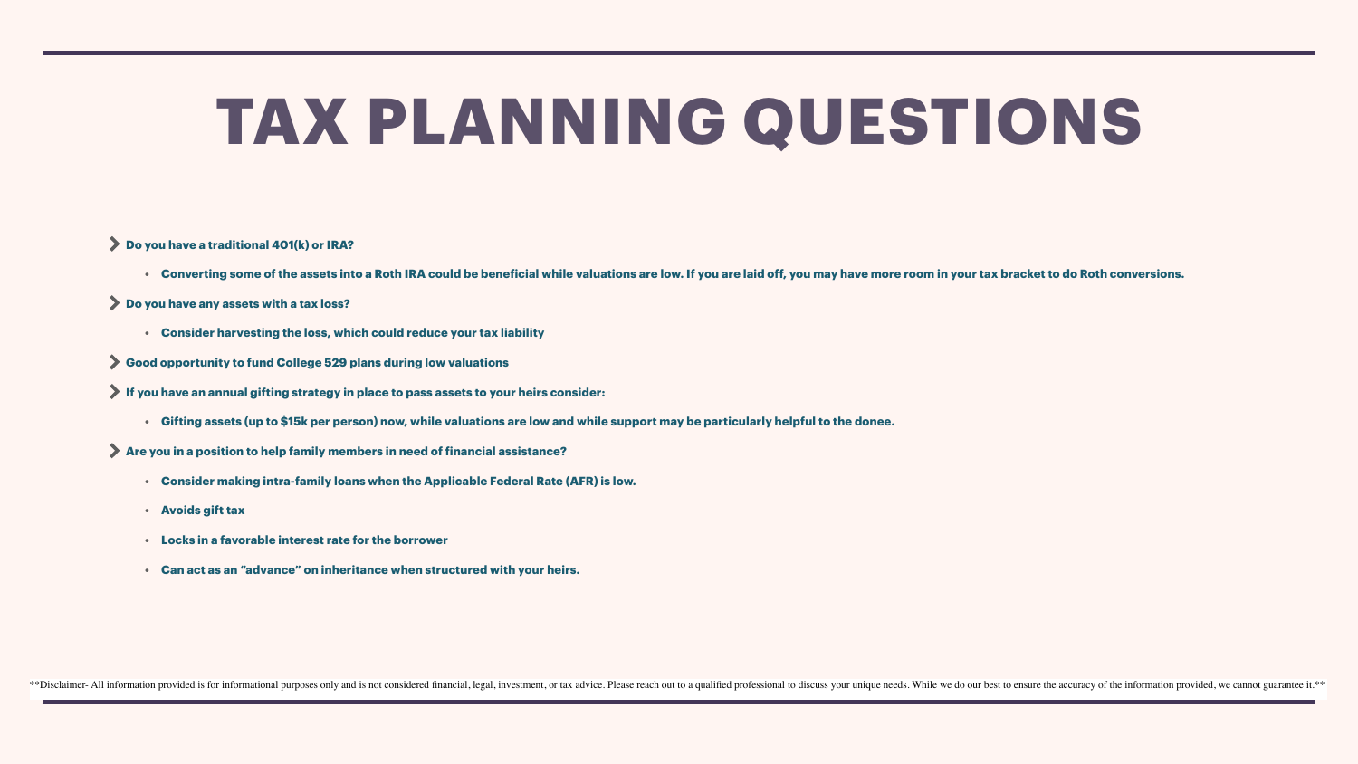# TAX PLANNING QUESTIONS

- **Do you have a traditional 401(k) or IRA?**
  - **Converting some of the assets into a Roth IRA could be beneficial while valuations are low. If you are laid off, you may have more room in your tax bracket to do Roth conversions.**
- **Do you have any assets with a tax loss?**
  - **Consider harvesting the loss, which could reduce your tax liability**
- **Good opportunity to fund College 529 plans during low valuations**
- **If you have an annual gifting strategy in place to pass assets to your heirs consider:**
  - **Gifting assets (up to $15k per person) now, while valuations are low and while support may be particularly helpful to the donee.**
- **Are you in a position to help family members in need of financial assistance?**
  - **Consider making intra-family loans when the Applicable Federal Rate (AFR) is low.**
  - **Avoids gift tax**
  - **Locks in a favorable interest rate for the borrower**
  - **Can act as an "advance" on inheritance when structured with your heirs.**

**Disclaimer- All information provided is for informational purposes only and is not considered financial, legal, investment, or tax advice. Please reach out to a qualified professional to discuss your unique needs. While we do our best to ensure the accuracy of the information provided, we cannot guarantee it.**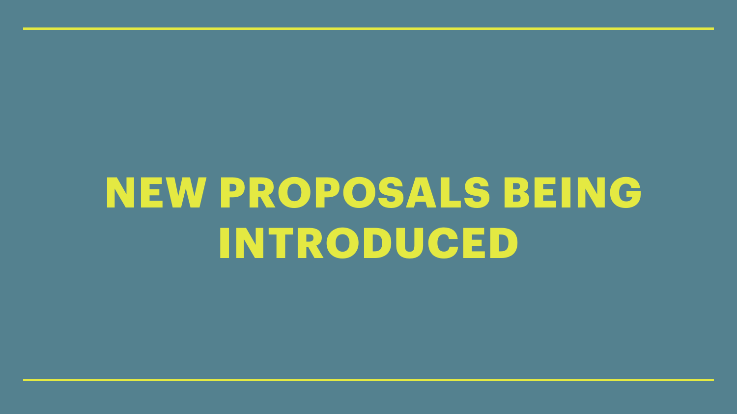# NEW PROPOSALS BEING INTRODUCED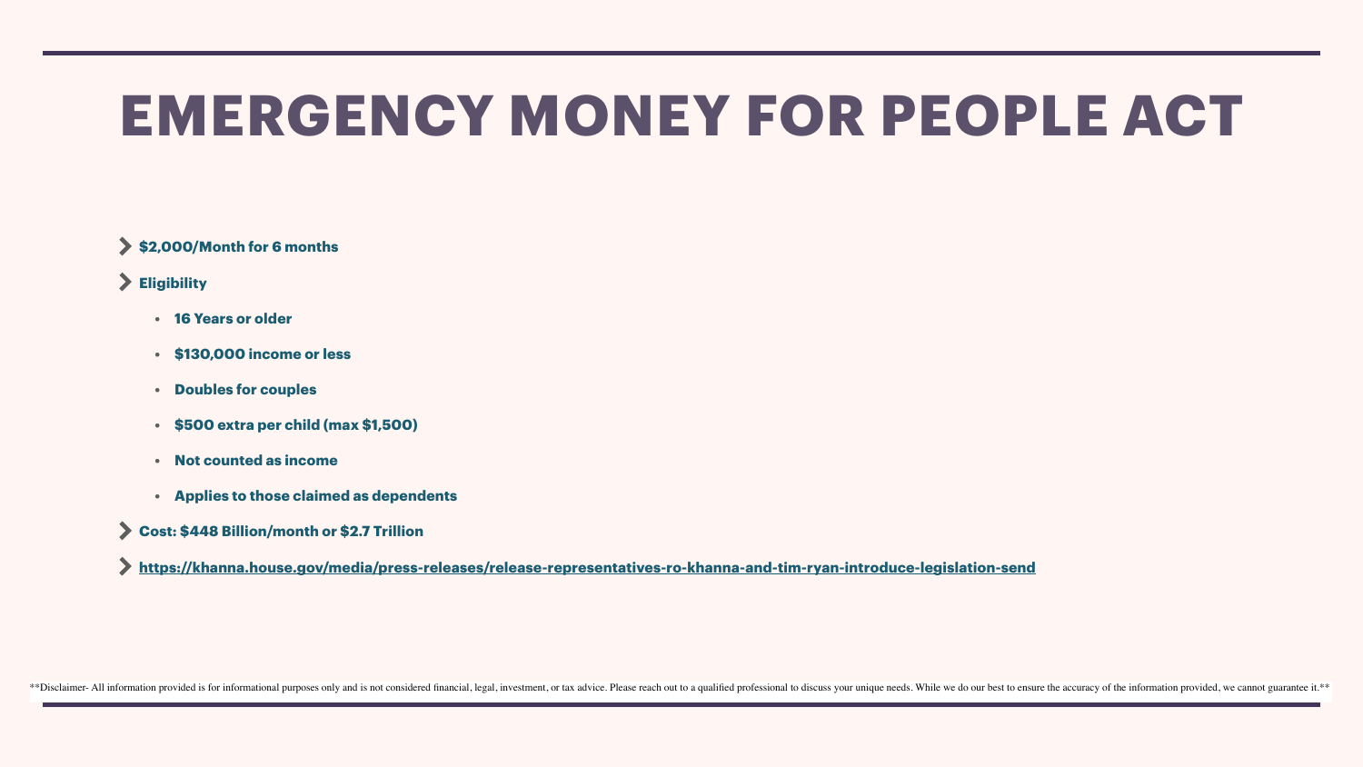# EMERGENCY MONEY FOR PEOPLE ACT

- **$2,000/Month for 6 months**
- **Eligibility**
  - **16 Years or older**
  - **$130,000 income or less**
  - **Doubles for couples**
  - **$500 extra per child (max $1,500)**
  - **Not counted as income**
  - **Applies to those claimed as dependents**
- **Cost: $448 Billion/month or $2.7 Trillion**
- **https://khanna.house.gov/media/press-releases/release-representatives-ro-khanna-and-tim-ryan-introduce-legislation-send**

**Disclaimer- All information provided is for informational purposes only and is not considered financial, legal, investment, or tax advice. Please reach out to a qualified professional to discuss your unique needs. While we do our best to ensure the accuracy of the information provided, we cannot guarantee it.**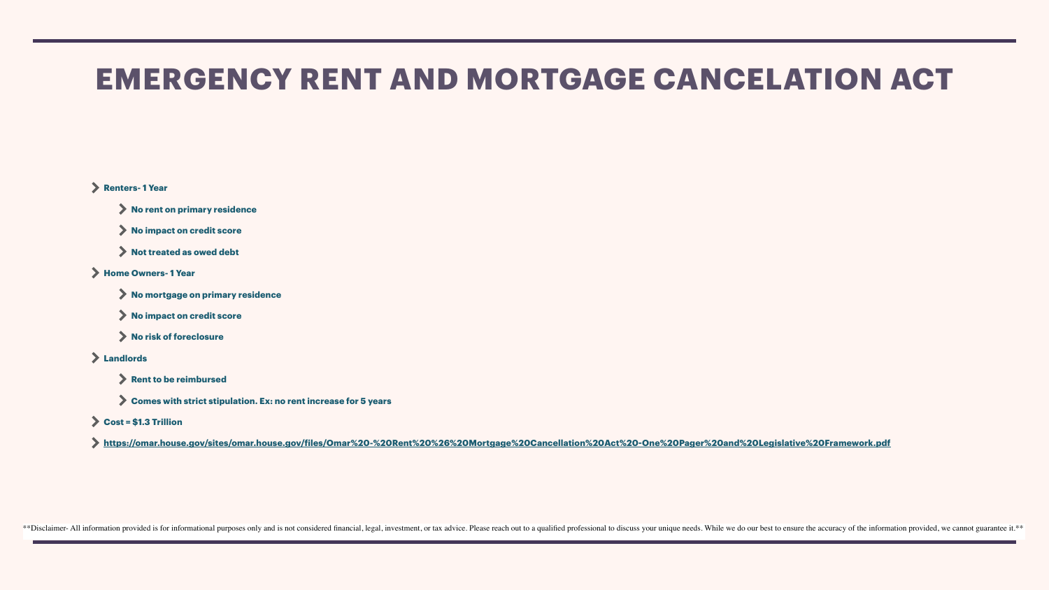# EMERGENCY RENT AND MORTGAGE CANCELATION ACT

- **Renters- 1 Year**
  - **No rent on primary residence**
  - **No impact on credit score**
  - **Not treated as owed debt**
- **Home Owners- 1 Year**
  - **No mortgage on primary residence**
  - **No impact on credit score**
  - **No risk of foreclosure**
- **Landlords**
  - **Rent to be reimbursed**
  - **Comes with strict stipulation. Ex: no rent increase for 5 years**
- **Cost = $1.3 Trillion**
- **https://omar.house.gov/sites/omar.house.gov/files/Omar%20-%20Rent%20%26%20Mortgage%20Cancellation%20Act%20-One%20Pager%20and%20Legislative%20Framework.pdf**

**Disclaimer- All information provided is for informational purposes only and is not considered financial, legal, investment, or tax advice. Please reach out to a qualified professional to discuss your unique needs. While we do our best to ensure the accuracy of the information provided, we cannot guarantee it.**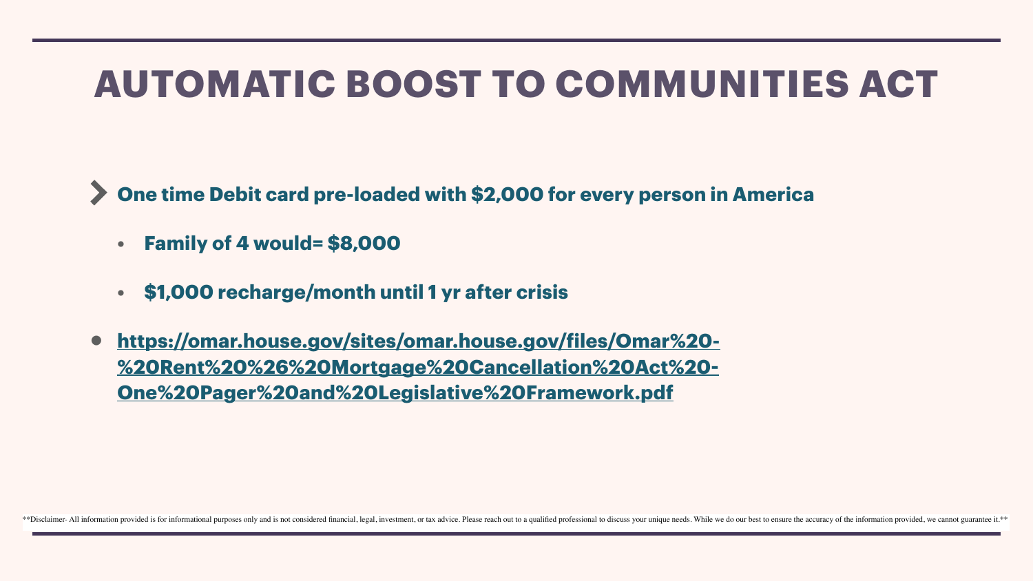# AUTOMATIC BOOST TO COMMUNITIES ACT

- **One time Debit card pre-loaded with $2,000 for every person in America**
  - **Family of 4 would= $8,000**
  - **$1,000 recharge/month until 1 yr after crisis**
- **https://omar.house.gov/sites/omar.house.gov/files/Omar%20-%20Rent%20%26%20Mortgage%20Cancellation%20Act%20-One%20Pager%20and%20Legislative%20Framework.pdf**

**Disclaimer- All information provided is for informational purposes only and is not considered financial, legal, investment, or tax advice. Please reach out to a qualified professional to discuss your unique needs. While we do our best to ensure the accuracy of the information provided, we cannot guarantee it.**